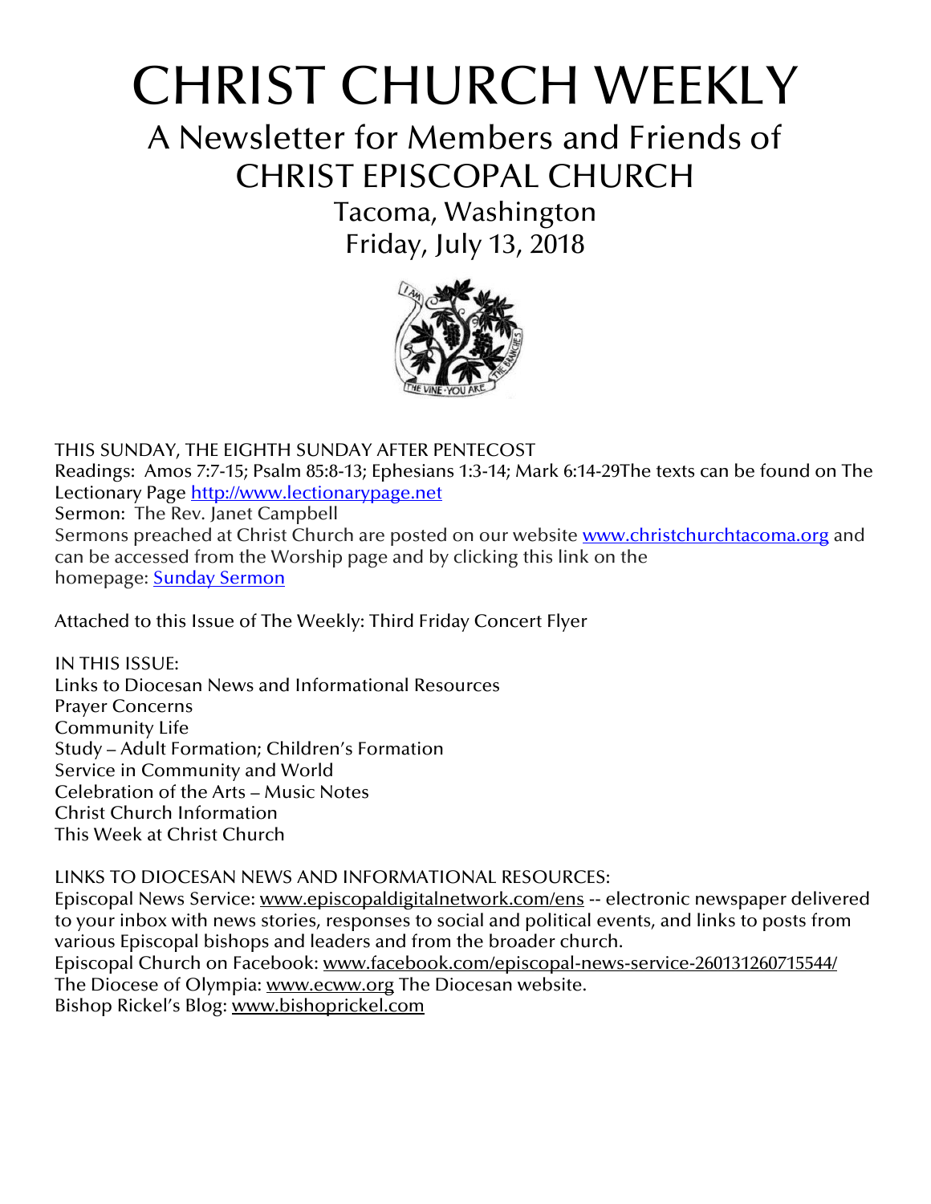# CHRIST CHURCH WEEKLY

## A Newsletter for Members and Friends of CHRIST EPISCOPAL CHURCH

Tacoma, Washington

Friday, July 13, 2018

THIS SUNDAY, THE EIGHTH SUNDAY AFTER PENTECOST

Readings: Amos 7:7-15; Psalm 85:8-13; Ephesians 1:3-14; Mark 6:14-29The texts can be found on The Lectionary Page http://www.lectionarypage.net

Sermon: The Rev. Janet Campbell

Sermons preached at Christ Church are posted on our website www.christchurchtacoma.org and can be accessed from the Worship page and by clicking this link on the homepage: Sunday Sermon

Attached to this Issue of The Weekly: Third Friday Concert Flyer

IN THIS ISSUE:

Links to Diocesan News and Informational Resources
Prayer Concerns
Community Life
Study – Adult Formation; Children's Formation
Service in Community and World
Celebration of the Arts – Music Notes
Christ Church Information
This Week at Christ Church

LINKS TO DIOCESAN NEWS AND INFORMATIONAL RESOURCES:

Episcopal News Service: www.episcopaldigitalnetwork.com/ens -- electronic newspaper delivered to your inbox with news stories, responses to social and political events, and links to posts from various Episcopal bishops and leaders and from the broader church.

Episcopal Church on Facebook: www.facebook.com/episcopal-news-service-260131260715544/

The Diocese of Olympia: www.ecww.org The Diocesan website.

Bishop Rickel's Blog: www.bishoprickel.com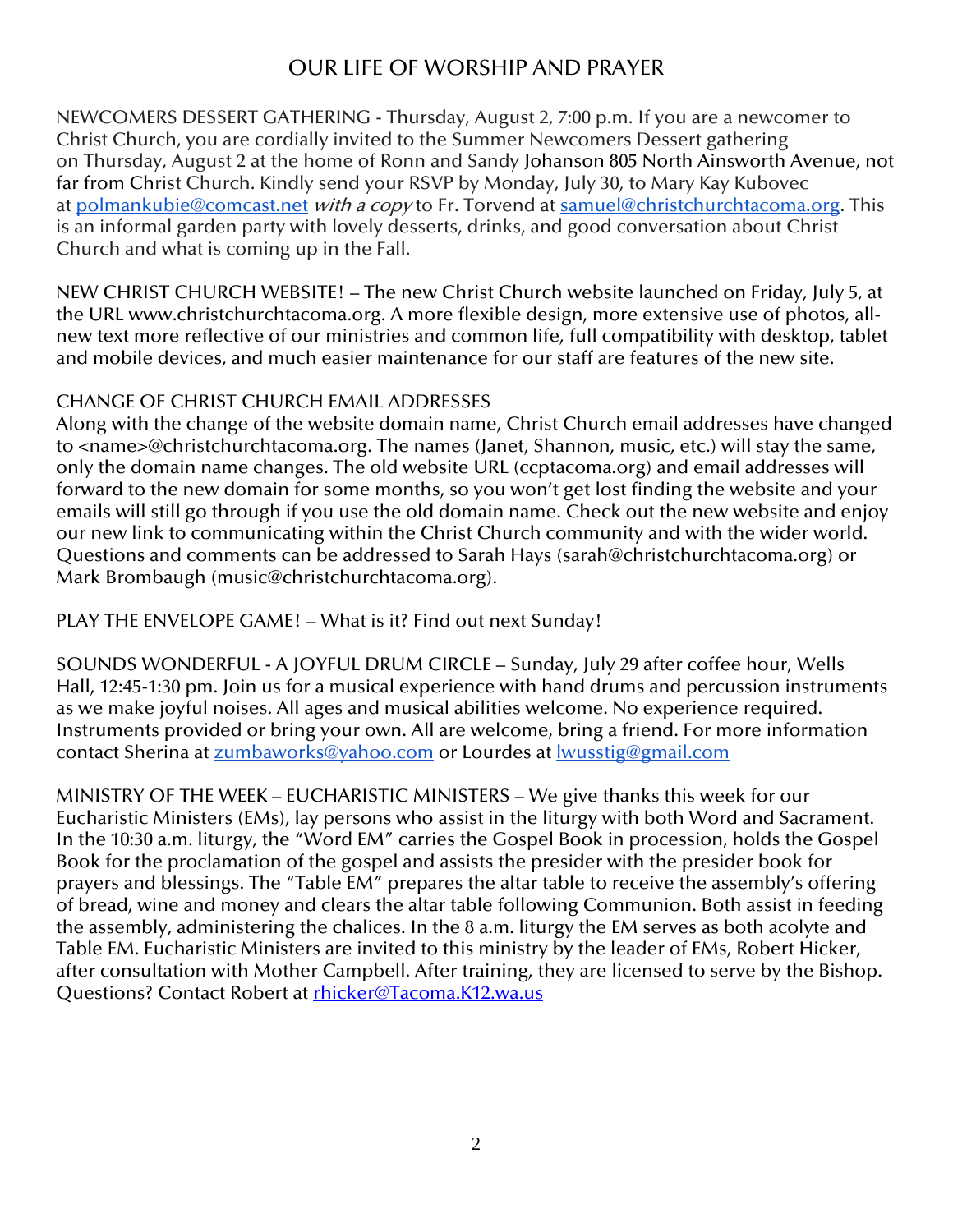# OUR LIFE OF WORSHIP AND PRAYER

NEWCOMERS DESSERT GATHERING - Thursday, August 2, 7:00 p.m. If you are a newcomer to Christ Church, you are cordially invited to the Summer Newcomers Dessert gathering on Thursday, August 2 at the home of Ronn and Sandy Johanson 805 North Ainsworth Avenue, not far from Christ Church. Kindly send your RSVP by Monday, July 30, to Mary Kay Kubovec at polmankubie@comcast.net *with a copy* to Fr. Torvend at samuel@christchurchtacoma.org. This is an informal garden party with lovely desserts, drinks, and good conversation about Christ Church and what is coming up in the Fall.

NEW CHRIST CHURCH WEBSITE! – The new Christ Church website launched on Friday, July 5, at the URL www.christchurchtacoma.org. A more flexible design, more extensive use of photos, all-new text more reflective of our ministries and common life, full compatibility with desktop, tablet and mobile devices, and much easier maintenance for our staff are features of the new site.

CHANGE OF CHRIST CHURCH EMAIL ADDRESSES
Along with the change of the website domain name, Christ Church email addresses have changed to <name>@christchurchtacoma.org. The names (Janet, Shannon, music, etc.) will stay the same, only the domain name changes. The old website URL (ccptacoma.org) and email addresses will forward to the new domain for some months, so you won't get lost finding the website and your emails will still go through if you use the old domain name. Check out the new website and enjoy our new link to communicating within the Christ Church community and with the wider world. Questions and comments can be addressed to Sarah Hays (sarah@christchurchtacoma.org) or Mark Brombaugh (music@christchurchtacoma.org).

PLAY THE ENVELOPE GAME! – What is it? Find out next Sunday!

SOUNDS WONDERFUL - A JOYFUL DRUM CIRCLE – Sunday, July 29 after coffee hour, Wells Hall, 12:45-1:30 pm. Join us for a musical experience with hand drums and percussion instruments as we make joyful noises. All ages and musical abilities welcome. No experience required. Instruments provided or bring your own. All are welcome, bring a friend. For more information contact Sherina at zumbaworks@yahoo.com or Lourdes at lwusstig@gmail.com

MINISTRY OF THE WEEK – EUCHARISTIC MINISTERS – We give thanks this week for our Eucharistic Ministers (EMs), lay persons who assist in the liturgy with both Word and Sacrament. In the 10:30 a.m. liturgy, the "Word EM" carries the Gospel Book in procession, holds the Gospel Book for the proclamation of the gospel and assists the presider with the presider book for prayers and blessings. The "Table EM" prepares the altar table to receive the assembly's offering of bread, wine and money and clears the altar table following Communion. Both assist in feeding the assembly, administering the chalices. In the 8 a.m. liturgy the EM serves as both acolyte and Table EM. Eucharistic Ministers are invited to this ministry by the leader of EMs, Robert Hicker, after consultation with Mother Campbell. After training, they are licensed to serve by the Bishop. Questions? Contact Robert at rhicker@Tacoma.K12.wa.us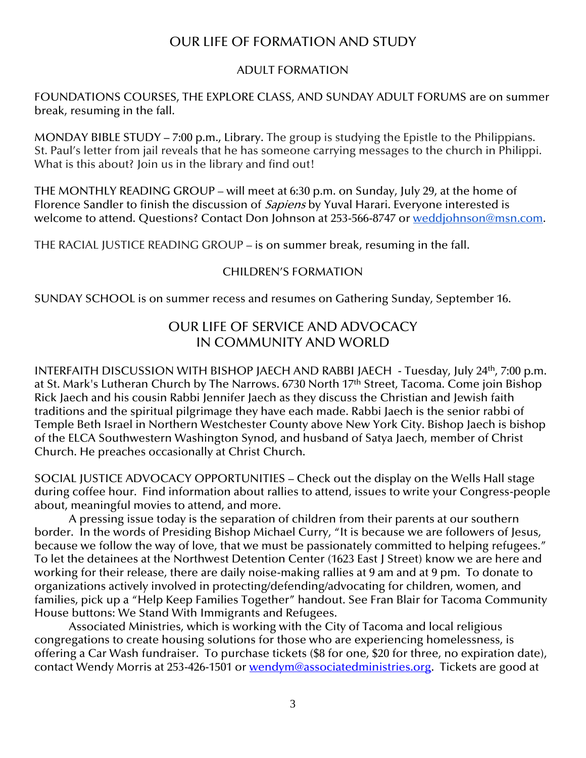# OUR LIFE OF FORMATION AND STUDY

## ADULT FORMATION

FOUNDATIONS COURSES, THE EXPLORE CLASS, AND SUNDAY ADULT FORUMS are on summer break, resuming in the fall.

MONDAY BIBLE STUDY – 7:00 p.m., Library. The group is studying the Epistle to the Philippians. St. Paul's letter from jail reveals that he has someone carrying messages to the church in Philippi. What is this about? Join us in the library and find out!

THE MONTHLY READING GROUP – will meet at 6:30 p.m. on Sunday, July 29, at the home of Florence Sandler to finish the discussion of *Sapiens* by Yuval Harari. Everyone interested is welcome to attend. Questions? Contact Don Johnson at 253-566-8747 or weddjohnson@msn.com.

THE RACIAL JUSTICE READING GROUP – is on summer break, resuming in the fall.

## CHILDREN'S FORMATION

SUNDAY SCHOOL is on summer recess and resumes on Gathering Sunday, September 16.

# OUR LIFE OF SERVICE AND ADVOCACY IN COMMUNITY AND WORLD

INTERFAITH DISCUSSION WITH BISHOP JAECH AND RABBI JAECH - Tuesday, July 24th, 7:00 p.m. at St. Mark's Lutheran Church by The Narrows. 6730 North 17th Street, Tacoma. Come join Bishop Rick Jaech and his cousin Rabbi Jennifer Jaech as they discuss the Christian and Jewish faith traditions and the spiritual pilgrimage they have each made. Rabbi Jaech is the senior rabbi of Temple Beth Israel in Northern Westchester County above New York City. Bishop Jaech is bishop of the ELCA Southwestern Washington Synod, and husband of Satya Jaech, member of Christ Church. He preaches occasionally at Christ Church.

SOCIAL JUSTICE ADVOCACY OPPORTUNITIES – Check out the display on the Wells Hall stage during coffee hour. Find information about rallies to attend, issues to write your Congress-people about, meaningful movies to attend, and more.

A pressing issue today is the separation of children from their parents at our southern border. In the words of Presiding Bishop Michael Curry, "It is because we are followers of Jesus, because we follow the way of love, that we must be passionately committed to helping refugees." To let the detainees at the Northwest Detention Center (1623 East J Street) know we are here and working for their release, there are daily noise-making rallies at 9 am and at 9 pm. To donate to organizations actively involved in protecting/defending/advocating for children, women, and families, pick up a "Help Keep Families Together" handout. See Fran Blair for Tacoma Community House buttons: We Stand With Immigrants and Refugees.

Associated Ministries, which is working with the City of Tacoma and local religious congregations to create housing solutions for those who are experiencing homelessness, is offering a Car Wash fundraiser. To purchase tickets ($8 for one, $20 for three, no expiration date), contact Wendy Morris at 253-426-1501 or wendym@associatedministries.org. Tickets are good at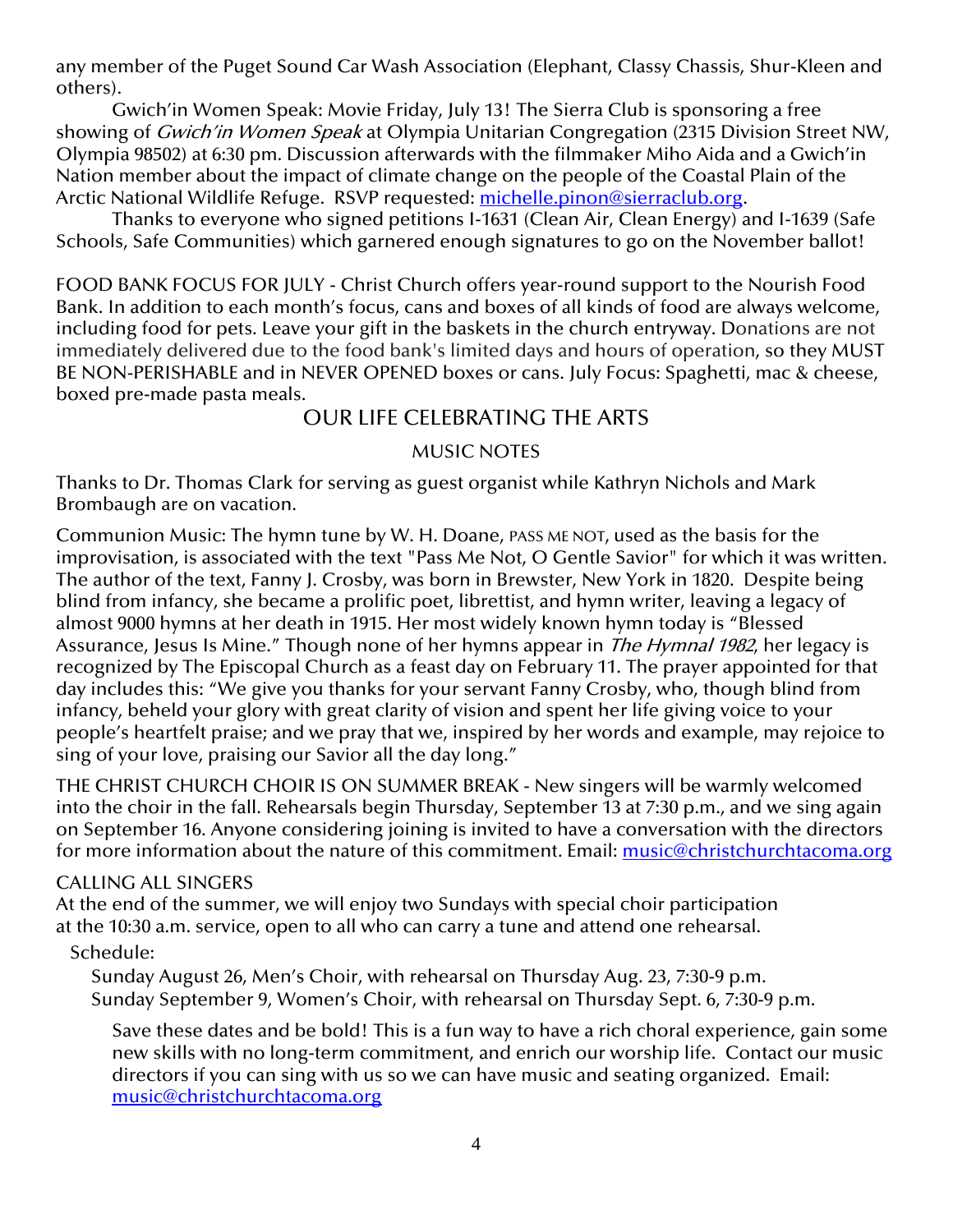any member of the Puget Sound Car Wash Association (Elephant, Classy Chassis, Shur-Kleen and others).

Gwich'in Women Speak: Movie Friday, July 13! The Sierra Club is sponsoring a free showing of *Gwich'in Women Speak* at Olympia Unitarian Congregation (2315 Division Street NW, Olympia 98502) at 6:30 pm. Discussion afterwards with the filmmaker Miho Aida and a Gwich'in Nation member about the impact of climate change on the people of the Coastal Plain of the Arctic National Wildlife Refuge. RSVP requested: michelle.pinon@sierraclub.org.

Thanks to everyone who signed petitions I-1631 (Clean Air, Clean Energy) and I-1639 (Safe Schools, Safe Communities) which garnered enough signatures to go on the November ballot!

FOOD BANK FOCUS FOR JULY - Christ Church offers year-round support to the Nourish Food Bank. In addition to each month's focus, cans and boxes of all kinds of food are always welcome, including food for pets. Leave your gift in the baskets in the church entryway. Donations are not immediately delivered due to the food bank's limited days and hours of operation, so they MUST BE NON-PERISHABLE and in NEVER OPENED boxes or cans. July Focus: Spaghetti, mac & cheese, boxed pre-made pasta meals.

## OUR LIFE CELEBRATING THE ARTS

### MUSIC NOTES

Thanks to Dr. Thomas Clark for serving as guest organist while Kathryn Nichols and Mark Brombaugh are on vacation.

Communion Music: The hymn tune by W. H. Doane, PASS ME NOT, used as the basis for the improvisation, is associated with the text "Pass Me Not, O Gentle Savior" for which it was written. The author of the text, Fanny J. Crosby, was born in Brewster, New York in 1820. Despite being blind from infancy, she became a prolific poet, librettist, and hymn writer, leaving a legacy of almost 9000 hymns at her death in 1915. Her most widely known hymn today is "Blessed Assurance, Jesus Is Mine." Though none of her hymns appear in *The Hymnal 1982*, her legacy is recognized by The Episcopal Church as a feast day on February 11. The prayer appointed for that day includes this: "We give you thanks for your servant Fanny Crosby, who, though blind from infancy, beheld your glory with great clarity of vision and spent her life giving voice to your people's heartfelt praise; and we pray that we, inspired by her words and example, may rejoice to sing of your love, praising our Savior all the day long."

THE CHRIST CHURCH CHOIR IS ON SUMMER BREAK - New singers will be warmly welcomed into the choir in the fall. Rehearsals begin Thursday, September 13 at 7:30 p.m., and we sing again on September 16. Anyone considering joining is invited to have a conversation with the directors for more information about the nature of this commitment. Email: music@christchurchtacoma.org

CALLING ALL SINGERS

At the end of the summer, we will enjoy two Sundays with special choir participation at the 10:30 a.m. service, open to all who can carry a tune and attend one rehearsal.

Schedule:

Sunday August 26, Men's Choir, with rehearsal on Thursday Aug. 23, 7:30-9 p.m.
Sunday September 9, Women's Choir, with rehearsal on Thursday Sept. 6, 7:30-9 p.m.

Save these dates and be bold! This is a fun way to have a rich choral experience, gain some new skills with no long-term commitment, and enrich our worship life. Contact our music directors if you can sing with us so we can have music and seating organized. Email: music@christchurchtacoma.org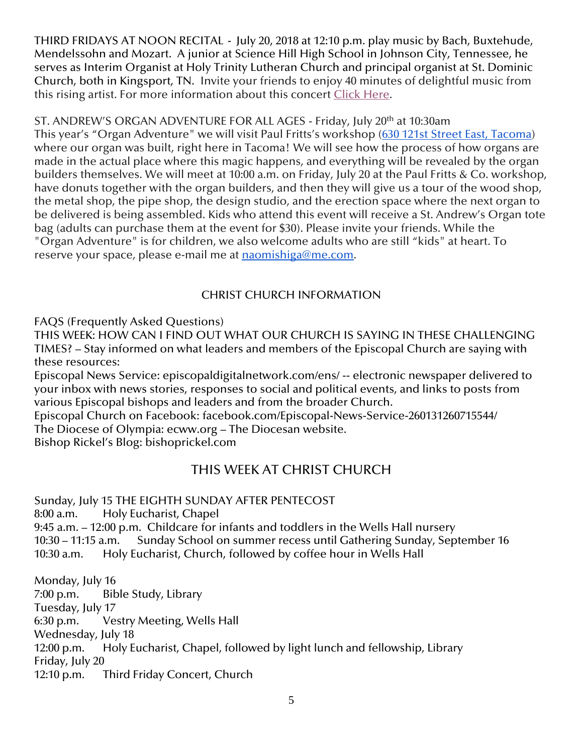THIRD FRIDAYS AT NOON RECITAL - July 20, 2018 at 12:10 p.m. play music by Bach, Buxtehude, Mendelssohn and Mozart. A junior at Science Hill High School in Johnson City, Tennessee, he serves as Interim Organist at Holy Trinity Lutheran Church and principal organist at St. Dominic Church, both in Kingsport, TN. Invite your friends to enjoy 40 minutes of delightful music from this rising artist. For more information about this concert Click Here.

ST. ANDREW'S ORGAN ADVENTURE FOR ALL AGES - Friday, July 20th at 10:30am

This year's "Organ Adventure" we will visit Paul Fritts's workshop (630 121st Street East, Tacoma) where our organ was built, right here in Tacoma! We will see how the process of how organs are made in the actual place where this magic happens, and everything will be revealed by the organ builders themselves. We will meet at 10:00 a.m. on Friday, July 20 at the Paul Fritts & Co. workshop, have donuts together with the organ builders, and then they will give us a tour of the wood shop, the metal shop, the pipe shop, the design studio, and the erection space where the next organ to be delivered is being assembled. Kids who attend this event will receive a St. Andrew's Organ tote bag (adults can purchase them at the event for $30). Please invite your friends. While the "Organ Adventure" is for children, we also welcome adults who are still "kids" at heart. To reserve your space, please e-mail me at naomishiga@me.com.

## CHRIST CHURCH INFORMATION

FAQS (Frequently Asked Questions)

THIS WEEK: HOW CAN I FIND OUT WHAT OUR CHURCH IS SAYING IN THESE CHALLENGING TIMES? – Stay informed on what leaders and members of the Episcopal Church are saying with these resources:

Episcopal News Service: episcopaldigitalnetwork.com/ens/ -- electronic newspaper delivered to your inbox with news stories, responses to social and political events, and links to posts from various Episcopal bishops and leaders and from the broader Church.

Episcopal Church on Facebook: facebook.com/Episcopal-News-Service-260131260715544/

The Diocese of Olympia: ecww.org – The Diocesan website.

Bishop Rickel's Blog: bishoprickel.com

## THIS WEEK AT CHRIST CHURCH

Sunday, July 15 THE EIGHTH SUNDAY AFTER PENTECOST

8:00 a.m. Holy Eucharist, Chapel

9:45 a.m. – 12:00 p.m. Childcare for infants and toddlers in the Wells Hall nursery

10:30 – 11:15 a.m. Sunday School on summer recess until Gathering Sunday, September 16

10:30 a.m. Holy Eucharist, Church, followed by coffee hour in Wells Hall

Monday, July 16

7:00 p.m. Bible Study, Library

Tuesday, July 17

6:30 p.m. Vestry Meeting, Wells Hall

Wednesday, July 18

12:00 p.m. Holy Eucharist, Chapel, followed by light lunch and fellowship, Library

Friday, July 20

12:10 p.m. Third Friday Concert, Church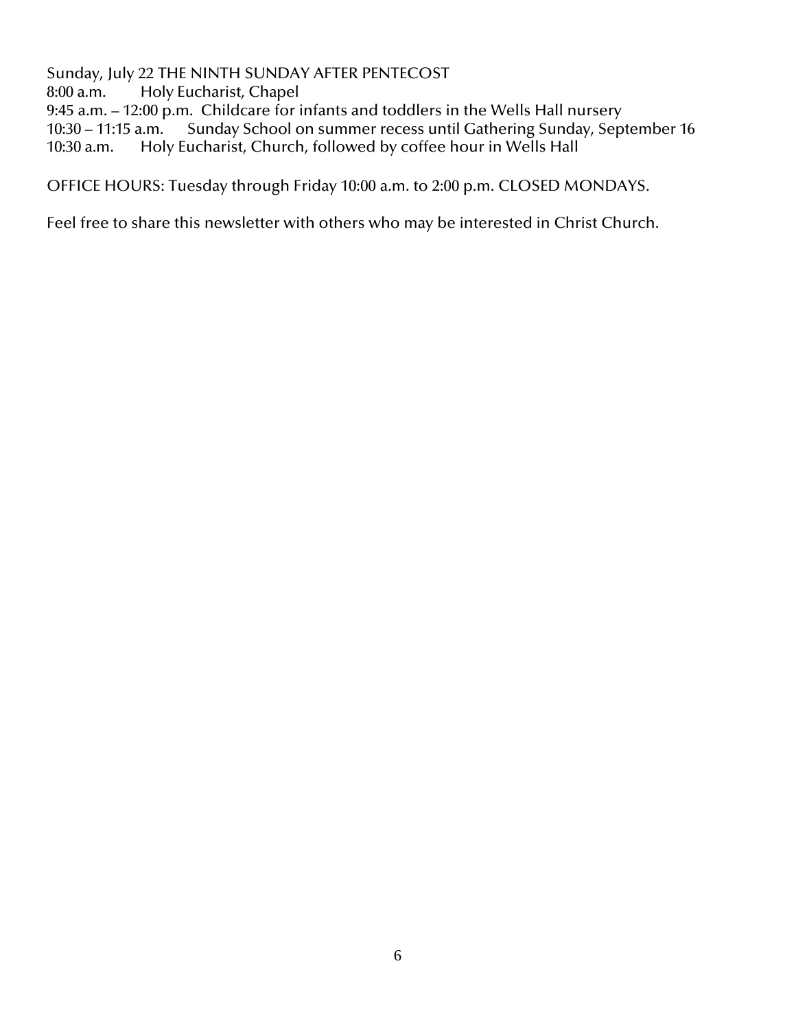Sunday, July 22 THE NINTH SUNDAY AFTER PENTECOST
8:00 a.m. Holy Eucharist, Chapel
9:45 a.m. – 12:00 p.m. Childcare for infants and toddlers in the Wells Hall nursery
10:30 – 11:15 a.m. Sunday School on summer recess until Gathering Sunday, September 16
10:30 a.m. Holy Eucharist, Church, followed by coffee hour in Wells Hall

OFFICE HOURS: Tuesday through Friday 10:00 a.m. to 2:00 p.m. CLOSED MONDAYS.

Feel free to share this newsletter with others who may be interested in Christ Church.